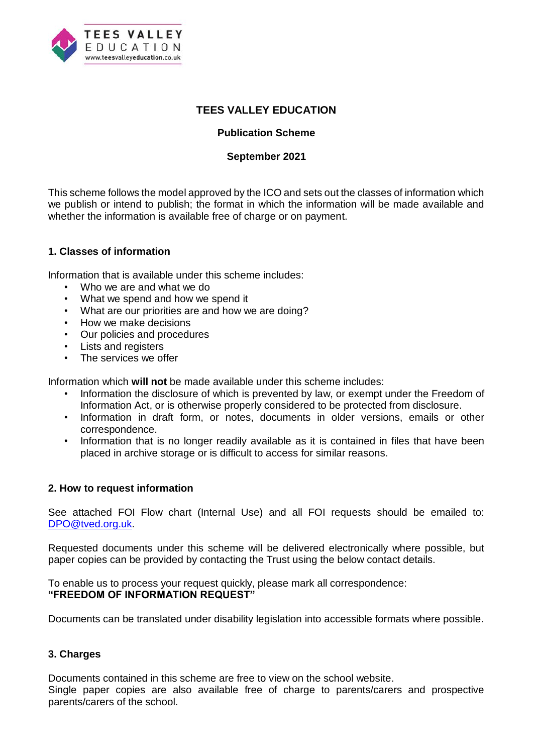# TEES VALLEY EDUCATION

## Publication Scheme

## September 2021

This scheme follows the model approved by the ICO and sets out the classes of information which we publish or intend to publish; the format in which the information will be made available and whether the information is available free of charge or on payment.

### 1. Classes of information

Information that is available under this scheme includes:

- Who we are and what we do
- What we spend and how we spend it
- What are our priorities are and how we are doing?
- How we make decisions
- Our policies and procedures
- Lists and registers
- The services we offer

Information which **will not** be made available under this scheme includes:

- Information the disclosure of which is prevented by law, or exempt under the Freedom of Information Act, or is otherwise properly considered to be protected from disclosure.
- Information in draft form, or notes, documents in older versions, emails or other correspondence.
- Information that is no longer readily available as it is contained in files that have been placed in archive storage or is difficult to access for similar reasons.

### 2. How to request information

See attached FOI Flow chart (Internal Use) and all FOI requests should be emailed to: DPO@tved.org.uk.

Requested documents under this scheme will be delivered electronically where possible, but paper copies can be provided by contacting the Trust using the below contact details.

To enable us to process your request quickly, please mark all correspondence:
**"FREEDOM OF INFORMATION REQUEST"**

Documents can be translated under disability legislation into accessible formats where possible.

### 3. Charges

Documents contained in this scheme are free to view on the school website.
Single paper copies are also available free of charge to parents/carers and prospective parents/carers of the school.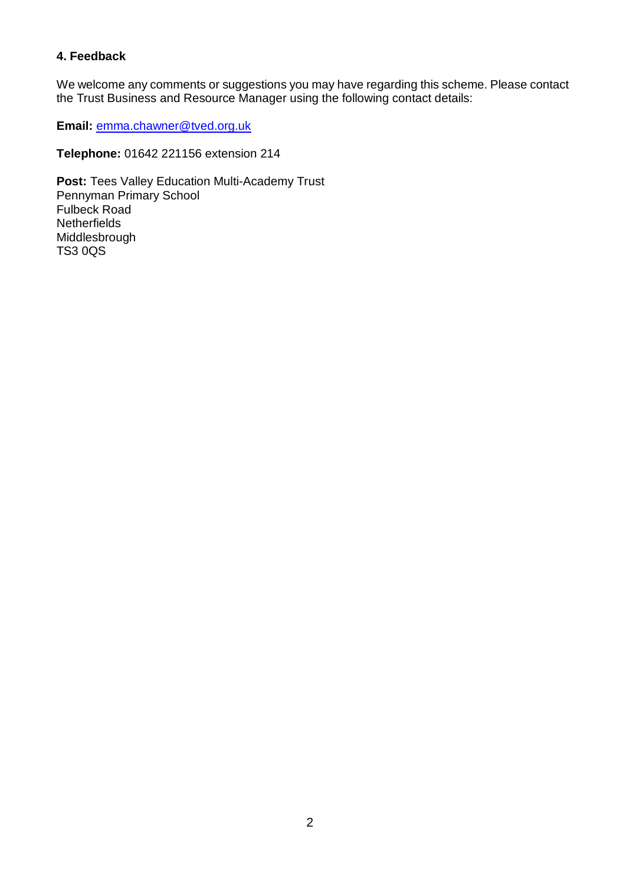## 4. Feedback

We welcome any comments or suggestions you may have regarding this scheme. Please contact the Trust Business and Resource Manager using the following contact details:

**Email:** emma.chawner@tved.org.uk

**Telephone:** 01642 221156 extension 214

**Post:** Tees Valley Education Multi-Academy Trust  
Pennyman Primary School  
Fulbeck Road  
Netherfields  
Middlesbrough  
TS3 0QS